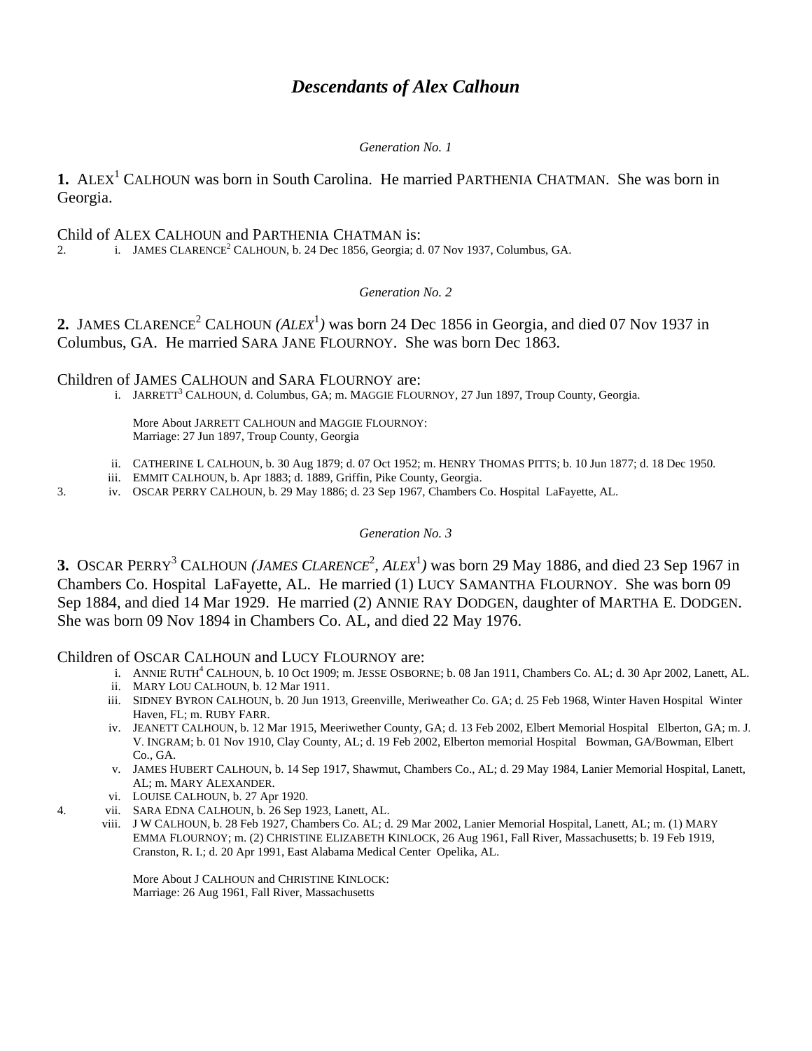# *Descendants of Alex Calhoun*

*Generation No. 1*

**1.** ALEX[1] CALHOUN was born in South Carolina. He married PARTHENIA CHATMAN. She was born in Georgia.

Child of ALEX CALHOUN and PARTHENIA CHATMAN is:

2. i. JAMES CLARENCE[2] CALHOUN, b. 24 Dec 1856, Georgia; d. 07 Nov 1937, Columbus, GA.

*Generation No. 2*

**2.** JAMES CLARENCE[2] CALHOUN *(ALEX[1])* was born 24 Dec 1856 in Georgia, and died 07 Nov 1937 in Columbus, GA. He married SARA JANE FLOURNOY. She was born Dec 1863.

Children of JAMES CALHOUN and SARA FLOURNOY are:

i. JARRETT[3] CALHOUN, d. Columbus, GA; m. MAGGIE FLOURNOY, 27 Jun 1897, Troup County, Georgia.

More About JARRETT CALHOUN and MAGGIE FLOURNOY:
Marriage: 27 Jun 1897, Troup County, Georgia

ii. CATHERINE L CALHOUN, b. 30 Aug 1879; d. 07 Oct 1952; m. HENRY THOMAS PITTS; b. 10 Jun 1877; d. 18 Dec 1950.

iii. EMMIT CALHOUN, b. Apr 1883; d. 1889, Griffin, Pike County, Georgia.

3. iv. OSCAR PERRY CALHOUN, b. 29 May 1886; d. 23 Sep 1967, Chambers Co. Hospital LaFayette, AL.

*Generation No. 3*

**3.** OSCAR PERRY[3] CALHOUN *(JAMES CLARENCE[2], ALEX[1])* was born 29 May 1886, and died 23 Sep 1967 in Chambers Co. Hospital LaFayette, AL. He married (1) LUCY SAMANTHA FLOURNOY. She was born 09 Sep 1884, and died 14 Mar 1929. He married (2) ANNIE RAY DODGEN, daughter of MARTHA E. DODGEN. She was born 09 Nov 1894 in Chambers Co. AL, and died 22 May 1976.

Children of OSCAR CALHOUN and LUCY FLOURNOY are:

i. ANNIE RUTH[4] CALHOUN, b. 10 Oct 1909; m. JESSE OSBORNE; b. 08 Jan 1911, Chambers Co. AL; d. 30 Apr 2002, Lanett, AL.

ii. MARY LOU CALHOUN, b. 12 Mar 1911.

iii. SIDNEY BYRON CALHOUN, b. 20 Jun 1913, Greenville, Meriweather Co. GA; d. 25 Feb 1968, Winter Haven Hospital Winter Haven, FL; m. RUBY FARR.

iv. JEANETT CALHOUN, b. 12 Mar 1915, Meeriwether County, GA; d. 13 Feb 2002, Elbert Memorial Hospital Elberton, GA; m. J. V. INGRAM; b. 01 Nov 1910, Clay County, AL; d. 19 Feb 2002, Elberton memorial Hospital Bowman, GA/Bowman, Elbert Co., GA.

v. JAMES HUBERT CALHOUN, b. 14 Sep 1917, Shawmut, Chambers Co., AL; d. 29 May 1984, Lanier Memorial Hospital, Lanett, AL; m. MARY ALEXANDER.

vi. LOUISE CALHOUN, b. 27 Apr 1920.

4. vii. SARA EDNA CALHOUN, b. 26 Sep 1923, Lanett, AL.

viii. J W CALHOUN, b. 28 Feb 1927, Chambers Co. AL; d. 29 Mar 2002, Lanier Memorial Hospital, Lanett, AL; m. (1) MARY EMMA FLOURNOY; m. (2) CHRISTINE ELIZABETH KINLOCK, 26 Aug 1961, Fall River, Massachusetts; b. 19 Feb 1919, Cranston, R. I.; d. 20 Apr 1991, East Alabama Medical Center Opelika, AL.

More About J CALHOUN and CHRISTINE KINLOCK:
Marriage: 26 Aug 1961, Fall River, Massachusetts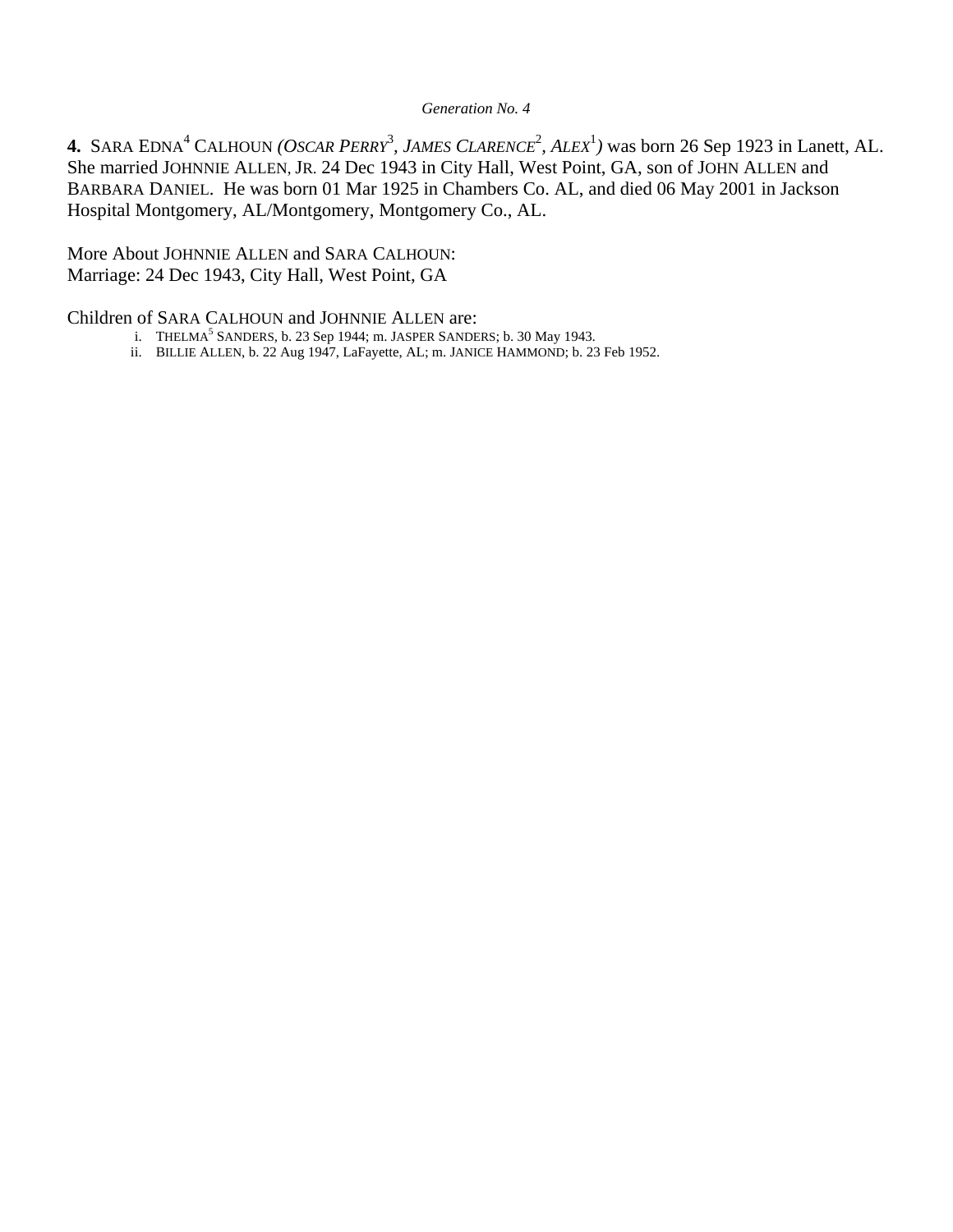*Generation No. 4*

**4.** SARA EDNA[4] CALHOUN *(OSCAR PERRY[3], JAMES CLARENCE[2], ALEX[1])* was born 26 Sep 1923 in Lanett, AL. She married JOHNNIE ALLEN, JR. 24 Dec 1943 in City Hall, West Point, GA, son of JOHN ALLEN and BARBARA DANIEL. He was born 01 Mar 1925 in Chambers Co. AL, and died 06 May 2001 in Jackson Hospital Montgomery, AL/Montgomery, Montgomery Co., AL.

More About JOHNNIE ALLEN and SARA CALHOUN:
Marriage: 24 Dec 1943, City Hall, West Point, GA

Children of SARA CALHOUN and JOHNNIE ALLEN are:

- i. THELMA[5] SANDERS, b. 23 Sep 1944; m. JASPER SANDERS; b. 30 May 1943.
- ii. BILLIE ALLEN, b. 22 Aug 1947, LaFayette, AL; m. JANICE HAMMOND; b. 23 Feb 1952.